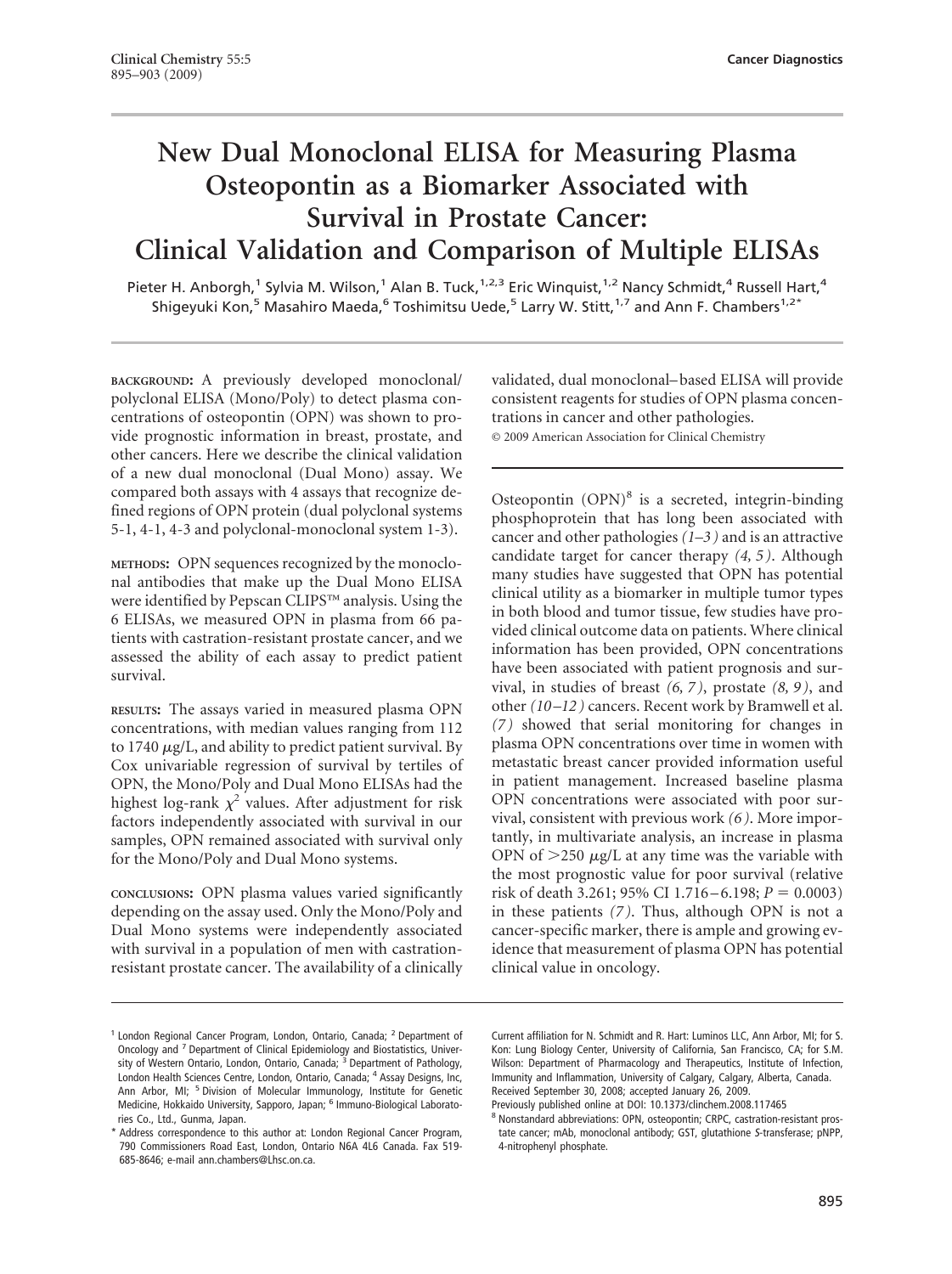Cancer Diagnostics

# New Dual Monoclonal ELISA for Measuring Plasma Osteopontin as a Biomarker Associated with Survival in Prostate Cancer: Clinical Validation and Comparison of Multiple ELISAs

Pieter H. Anborgh,[1] Sylvia M. Wilson,[1] Alan B. Tuck,[1,2,3] Eric Winquist,[1,2] Nancy Schmidt,[4] Russell Hart,[4] Shigeyuki Kon,[5] Masahiro Maeda,[6] Toshimitsu Uede,[5] Larry W. Stitt,[1,7] and Ann F. Chambers[1,2*]

**BACKGROUND:** A previously developed monoclonal/polyclonal ELISA (Mono/Poly) to detect plasma concentrations of osteopontin (OPN) was shown to provide prognostic information in breast, prostate, and other cancers. Here we describe the clinical validation of a new dual monoclonal (Dual Mono) assay. We compared both assays with 4 assays that recognize defined regions of OPN protein (dual polyclonal systems 5-1, 4-1, 4-3 and polyclonal-monoclonal system 1-3).

**METHODS:** OPN sequences recognized by the monoclonal antibodies that make up the Dual Mono ELISA were identified by Pepscan CLIPS™ analysis. Using the 6 ELISAs, we measured OPN in plasma from 66 patients with castration-resistant prostate cancer, and we assessed the ability of each assay to predict patient survival.

**RESULTS:** The assays varied in measured plasma OPN concentrations, with median values ranging from 112 to 1740 $\mu$g/L, and ability to predict patient survival. By Cox univariable regression of survival by tertiles of OPN, the Mono/Poly and Dual Mono ELISAs had the highest log-rank $\chi^2$ values. After adjustment for risk factors independently associated with survival in our samples, OPN remained associated with survival only for the Mono/Poly and Dual Mono systems.

**CONCLUSIONS:** OPN plasma values varied significantly depending on the assay used. Only the Mono/Poly and Dual Mono systems were independently associated with survival in a population of men with castration-resistant prostate cancer. The availability of a clinically validated, dual monoclonal–based ELISA will provide consistent reagents for studies of OPN plasma concentrations in cancer and other pathologies.

© 2009 American Association for Clinical Chemistry

Osteopontin (OPN)[8] is a secreted, integrin-binding phosphoprotein that has long been associated with cancer and other pathologies *(1–3)* and is an attractive candidate target for cancer therapy *(4, 5)*. Although many studies have suggested that OPN has potential clinical utility as a biomarker in multiple tumor types in both blood and tumor tissue, few studies have provided clinical outcome data on patients. Where clinical information has been provided, OPN concentrations have been associated with patient prognosis and survival, in studies of breast *(6, 7)*, prostate *(8, 9)*, and other *(10–12)* cancers. Recent work by Bramwell et al. *(7)* showed that serial monitoring for changes in plasma OPN concentrations over time in women with metastatic breast cancer provided information useful in patient management. Increased baseline plasma OPN concentrations were associated with poor survival, consistent with previous work *(6)*. More importantly, in multivariate analysis, an increase in plasma OPN of >250 $\mu$g/L at any time was the variable with the most prognostic value for poor survival (relative risk of death 3.261; 95% CI 1.716–6.198; $P = 0.0003$) in these patients *(7)*. Thus, although OPN is not a cancer-specific marker, there is ample and growing evidence that measurement of plasma OPN has potential clinical value in oncology.

---

[1] London Regional Cancer Program, London, Ontario, Canada; [2] Department of Oncology and [7] Department of Clinical Epidemiology and Biostatistics, University of Western Ontario, London, Ontario, Canada; [3] Department of Pathology, London Health Sciences Centre, London, Ontario, Canada; [4] Assay Designs, Inc, Ann Arbor, MI; [5] Division of Molecular Immunology, Institute for Genetic Medicine, Hokkaido University, Sapporo, Japan; [6] Immuno-Biological Laboratories Co., Ltd., Gunma, Japan.

\* Address correspondence to this author at: London Regional Cancer Program, 790 Commissioners Road East, London, Ontario N6A 4L6 Canada. Fax 519-685-8646; e-mail ann.chambers@Lhsc.on.ca.

Current affiliation for N. Schmidt and R. Hart: Luminos LLC, Ann Arbor, MI; for S. Kon: Lung Biology Center, University of California, San Francisco, CA; for S.M. Wilson: Department of Pharmacology and Therapeutics, Institute of Infection, Immunity and Inflammation, University of Calgary, Calgary, Alberta, Canada.

Received September 30, 2008; accepted January 26, 2009.

Previously published online at DOI: 10.1373/clinchem.2008.117465

[8] Nonstandard abbreviations: OPN, osteopontin; CRPC, castration-resistant prostate cancer; mAb, monoclonal antibody; GST, glutathione S-transferase; pNPP, 4-nitrophenyl phosphate.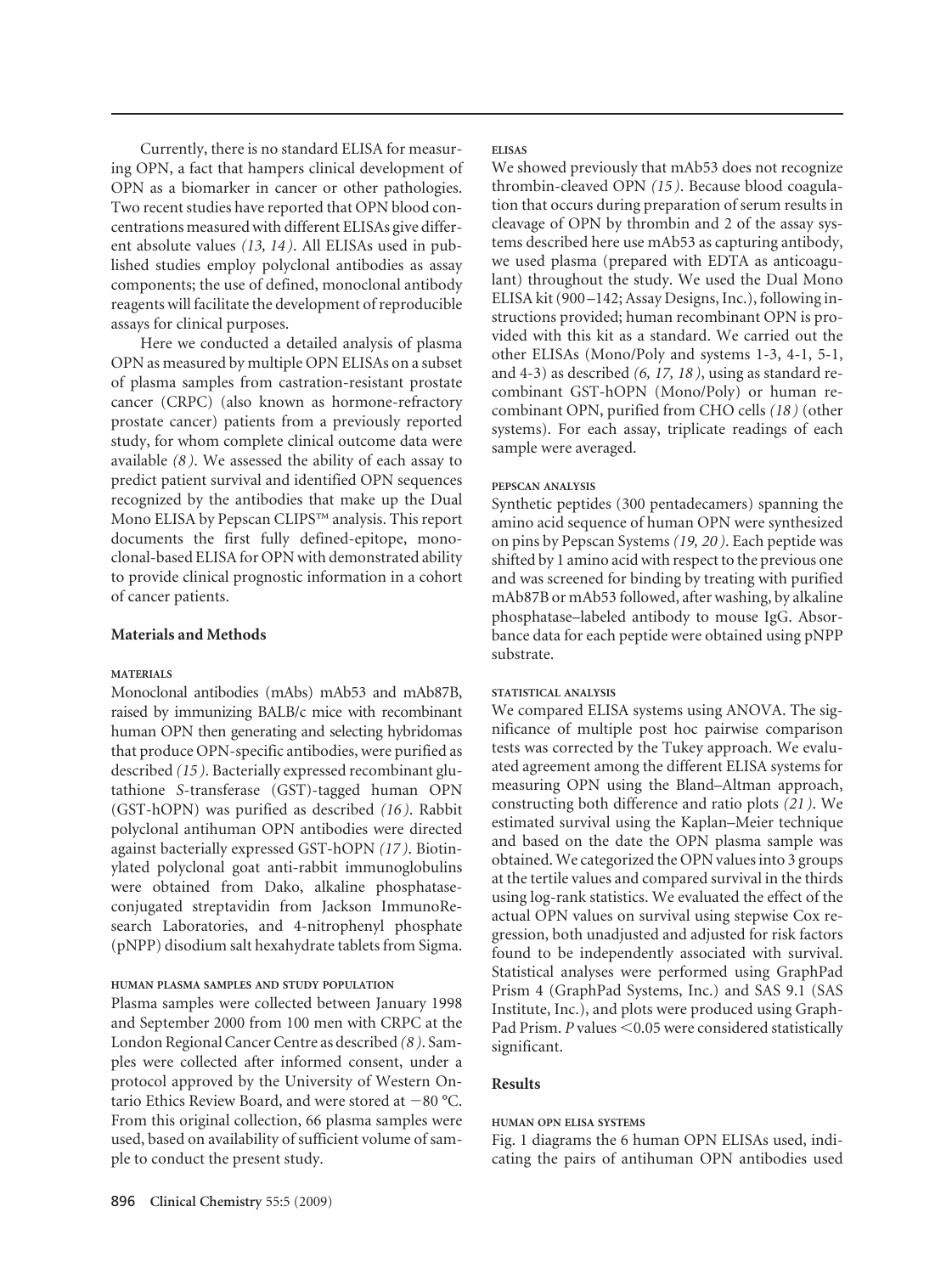Currently, there is no standard ELISA for measuring OPN, a fact that hampers clinical development of OPN as a biomarker in cancer or other pathologies. Two recent studies have reported that OPN blood concentrations measured with different ELISAs give different absolute values *(13, 14)*. All ELISAs used in published studies employ polyclonal antibodies as assay components; the use of defined, monoclonal antibody reagents will facilitate the development of reproducible assays for clinical purposes.

Here we conducted a detailed analysis of plasma OPN as measured by multiple OPN ELISAs on a subset of plasma samples from castration-resistant prostate cancer (CRPC) (also known as hormone-refractory prostate cancer) patients from a previously reported study, for whom complete clinical outcome data were available *(8)*. We assessed the ability of each assay to predict patient survival and identified OPN sequences recognized by the antibodies that make up the Dual Mono ELISA by Pepscan CLIPS™ analysis. This report documents the first fully defined-epitope, monoclonal-based ELISA for OPN with demonstrated ability to provide clinical prognostic information in a cohort of cancer patients.

## Materials and Methods

### MATERIALS

Monoclonal antibodies (mAbs) mAb53 and mAb87B, raised by immunizing BALB/c mice with recombinant human OPN then generating and selecting hybridomas that produce OPN-specific antibodies, were purified as described *(15)*. Bacterially expressed recombinant glutathione *S*-transferase (GST)-tagged human OPN (GST-hOPN) was purified as described *(16)*. Rabbit polyclonal antihuman OPN antibodies were directed against bacterially expressed GST-hOPN *(17)*. Biotinylated polyclonal goat anti-rabbit immunoglobulins were obtained from Dako, alkaline phosphatase-conjugated streptavidin from Jackson ImmunoResearch Laboratories, and 4-nitrophenyl phosphate (pNPP) disodium salt hexahydrate tablets from Sigma.

### HUMAN PLASMA SAMPLES AND STUDY POPULATION

Plasma samples were collected between January 1998 and September 2000 from 100 men with CRPC at the London Regional Cancer Centre as described *(8)*. Samples were collected after informed consent, under a protocol approved by the University of Western Ontario Ethics Review Board, and were stored at −80 °C. From this original collection, 66 plasma samples were used, based on availability of sufficient volume of sample to conduct the present study.

### ELISAS

We showed previously that mAb53 does not recognize thrombin-cleaved OPN *(15)*. Because blood coagulation that occurs during preparation of serum results in cleavage of OPN by thrombin and 2 of the assay systems described here use mAb53 as capturing antibody, we used plasma (prepared with EDTA as anticoagulant) throughout the study. We used the Dual Mono ELISA kit (900–142; Assay Designs, Inc.), following instructions provided; human recombinant OPN is provided with this kit as a standard. We carried out the other ELISAs (Mono/Poly and systems 1-3, 4-1, 5-1, and 4-3) as described *(6, 17, 18)*, using as standard recombinant GST-hOPN (Mono/Poly) or human recombinant OPN, purified from CHO cells *(18)* (other systems). For each assay, triplicate readings of each sample were averaged.

### PEPSCAN ANALYSIS

Synthetic peptides (300 pentadecamers) spanning the amino acid sequence of human OPN were synthesized on pins by Pepscan Systems *(19, 20)*. Each peptide was shifted by 1 amino acid with respect to the previous one and was screened for binding by treating with purified mAb87B or mAb53 followed, after washing, by alkaline phosphatase–labeled antibody to mouse IgG. Absorbance data for each peptide were obtained using pNPP substrate.

### STATISTICAL ANALYSIS

We compared ELISA systems using ANOVA. The significance of multiple post hoc pairwise comparison tests was corrected by the Tukey approach. We evaluated agreement among the different ELISA systems for measuring OPN using the Bland–Altman approach, constructing both difference and ratio plots *(21)*. We estimated survival using the Kaplan–Meier technique and based on the date the OPN plasma sample was obtained. We categorized the OPN values into 3 groups at the tertile values and compared survival in the thirds using log-rank statistics. We evaluated the effect of the actual OPN values on survival using stepwise Cox regression, both unadjusted and adjusted for risk factors found to be independently associated with survival. Statistical analyses were performed using GraphPad Prism 4 (GraphPad Systems, Inc.) and SAS 9.1 (SAS Institute, Inc.), and plots were produced using GraphPad Prism. *P* values $<0.05$ were considered statistically significant.

## Results

### HUMAN OPN ELISA SYSTEMS

Fig. 1 diagrams the 6 human OPN ELISAs used, indicating the pairs of antihuman OPN antibodies used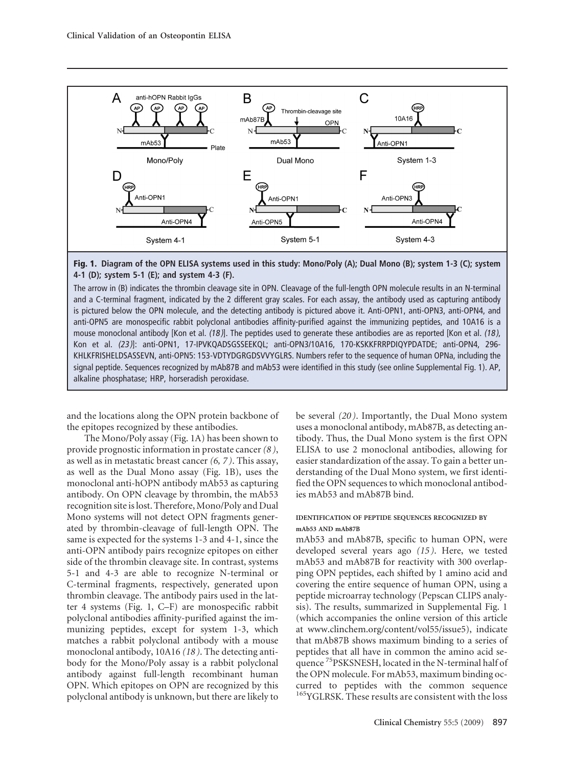A    anti-hOPN Rabbit IgGs
AP AP AP AP
N C
mAb53
Plate
Mono/Poly

B
AP
Thrombin-cleavage site
mAb87B
OPN
N C
mAb53
Dual Mono

C
HRP
10A16
N C
Anti-OPN1
System 1-3

D
HRP
Anti-OPN1
N C
Anti-OPN4
System 4-1

E
HRP
Anti-OPN1
N C
Anti-OPN5
System 5-1

F
HRP
Anti-OPN3
N C
Anti-OPN4
System 4-3

**Fig. 1. Diagram of the OPN ELISA systems used in this study: Mono/Poly (A); Dual Mono (B); system 1-3 (C); system 4-1 (D); system 5-1 (E); and system 4-3 (F).**

The arrow in (B) indicates the thrombin cleavage site in OPN. Cleavage of the full-length OPN molecule results in an N-terminal and a C-terminal fragment, indicated by the 2 different gray scales. For each assay, the antibody used as capturing antibody is pictured below the OPN molecule, and the detecting antibody is pictured above it. Anti-OPN1, anti-OPN3, anti-OPN4, and anti-OPN5 are monospecific rabbit polyclonal antibodies affinity-purified against the immunizing peptides, and 10A16 is a mouse monoclonal antibody [Kon et al. *(18)*]. The peptides used to generate these antibodies are as reported [Kon et al. *(18)*, Kon et al. *(23)*]: anti-OPN1, 17-IPVKQADSGSSEEKQL; anti-OPN3/10A16, 170-KSKKFRRPDIQYPDATDE; anti-OPN4, 296-KHLKFRISHELDSASSEVN, anti-OPN5: 153-VDTYDGRGDSVVYGLRS. Numbers refer to the sequence of human OPNa, including the signal peptide. Sequences recognized by mAb87B and mAb53 were identified in this study (see online Supplemental Fig. 1). AP, alkaline phosphatase; HRP, horseradish peroxidase.

and the locations along the OPN protein backbone of the epitopes recognized by these antibodies.

The Mono/Poly assay (Fig. 1A) has been shown to provide prognostic information in prostate cancer *(8)*, as well as in metastatic breast cancer *(6, 7)*. This assay, as well as the Dual Mono assay (Fig. 1B), uses the monoclonal anti-hOPN antibody mAb53 as capturing antibody. On OPN cleavage by thrombin, the mAb53 recognition site is lost. Therefore, Mono/Poly and Dual Mono systems will not detect OPN fragments generated by thrombin-cleavage of full-length OPN. The same is expected for the systems 1-3 and 4-1, since the anti-OPN antibody pairs recognize epitopes on either side of the thrombin cleavage site. In contrast, systems 5-1 and 4-3 are able to recognize N-terminal or C-terminal fragments, respectively, generated upon thrombin cleavage. The antibody pairs used in the latter 4 systems (Fig. 1, C–F) are monospecific rabbit polyclonal antibodies affinity-purified against the immunizing peptides, except for system 1-3, which matches a rabbit polyclonal antibody with a mouse monoclonal antibody, 10A16 *(18)*. The detecting antibody for the Mono/Poly assay is a rabbit polyclonal antibody against full-length recombinant human OPN. Which epitopes on OPN are recognized by this polyclonal antibody is unknown, but there are likely to be several *(20)*. Importantly, the Dual Mono system uses a monoclonal antibody, mAb87B, as detecting antibody. Thus, the Dual Mono system is the first OPN ELISA to use 2 monoclonal antibodies, allowing for easier standardization of the assay. To gain a better understanding of the Dual Mono system, we first identified the OPN sequences to which monoclonal antibodies mAb53 and mAb87B bind.

### IDENTIFICATION OF PEPTIDE SEQUENCES RECOGNIZED BY mAb53 AND mAb87B

mAb53 and mAb87B, specific to human OPN, were developed several years ago *(15)*. Here, we tested mAb53 and mAb87B for reactivity with 300 overlapping OPN peptides, each shifted by 1 amino acid and covering the entire sequence of human OPN, using a peptide microarray technology (Pepscan CLIPS analysis). The results, summarized in Supplemental Fig. 1 (which accompanies the online version of this article at www.clinchem.org/content/vol55/issue5), indicate that mAb87B shows maximum binding to a series of peptides that all have in common the amino acid sequence $^{75}$PSKSNESH, located in the N-terminal half of the OPN molecule. For mAb53, maximum binding occurred to peptides with the common sequence $^{165}$YGLRSK. These results are consistent with the loss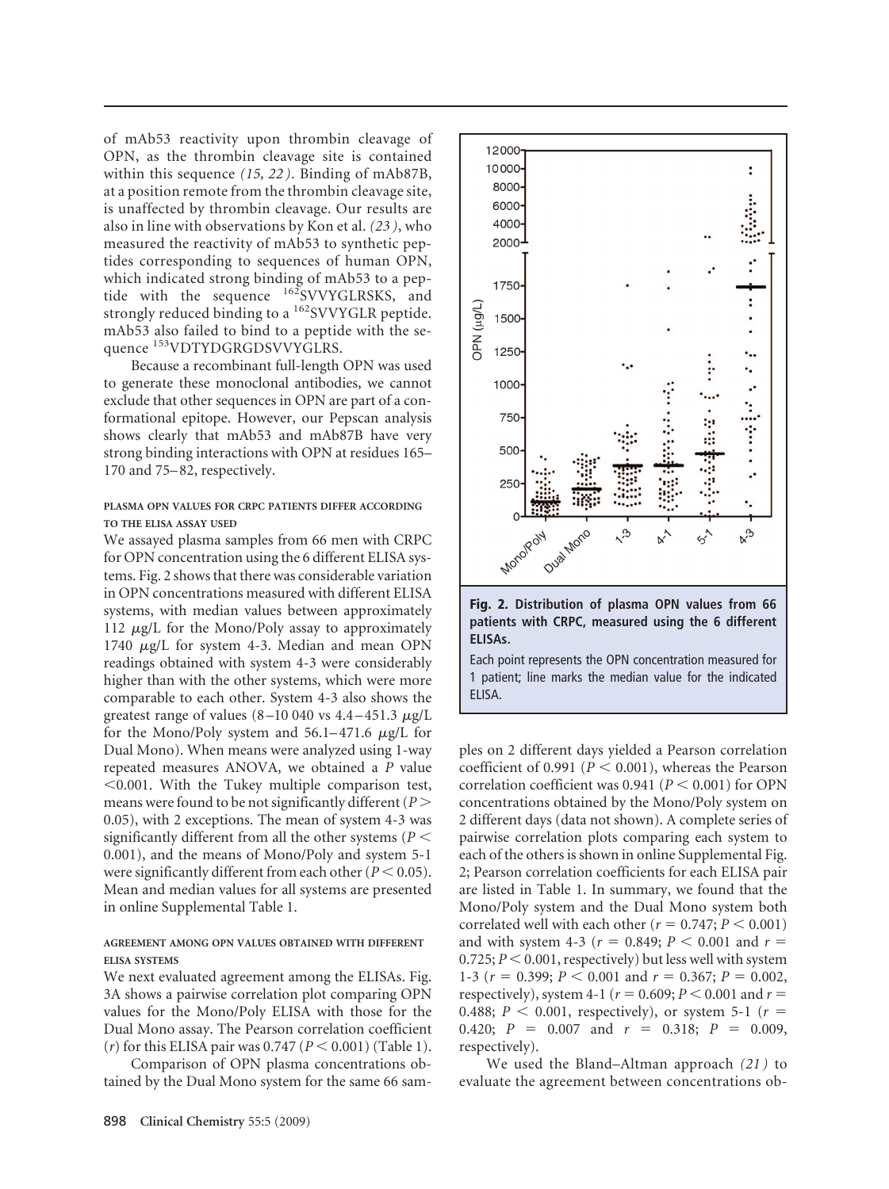of mAb53 reactivity upon thrombin cleavage of OPN, as the thrombin cleavage site is contained within this sequence *(15, 22)*. Binding of mAb87B, at a position remote from the thrombin cleavage site, is unaffected by thrombin cleavage. Our results are also in line with observations by Kon et al. *(23)*, who measured the reactivity of mAb53 to synthetic peptides corresponding to sequences of human OPN, which indicated strong binding of mAb53 to a peptide with the sequence [162]SVVYGLRSKS, and strongly reduced binding to a [162]SVVYGLR peptide. mAb53 also failed to bind to a peptide with the sequence [153]VDTYDGRGDSVVYGLRS.

Because a recombinant full-length OPN was used to generate these monoclonal antibodies, we cannot exclude that other sequences in OPN are part of a conformational epitope. However, our Pepscan analysis shows clearly that mAb53 and mAb87B have very strong binding interactions with OPN at residues 165–170 and 75–82, respectively.

#### PLASMA OPN VALUES FOR CRPC PATIENTS DIFFER ACCORDING TO THE ELISA ASSAY USED

We assayed plasma samples from 66 men with CRPC for OPN concentration using the 6 different ELISA systems. Fig. 2 shows that there was considerable variation in OPN concentrations measured with different ELISA systems, with median values between approximately 112 μg/L for the Mono/Poly assay to approximately 1740 μg/L for system 4-3. Median and mean OPN readings obtained with system 4-3 were considerably higher than with the other systems, which were more comparable to each other. System 4-3 also shows the greatest range of values (8–10 040 vs 4.4–451.3 μg/L for the Mono/Poly system and 56.1–471.6 μg/L for Dual Mono). When means were analyzed using 1-way repeated measures ANOVA, we obtained a $P$ value <0.001. With the Tukey multiple comparison test, means were found to be not significantly different ($P >$ 0.05), with 2 exceptions. The mean of system 4-3 was significantly different from all the other systems ($P <$ 0.001), and the means of Mono/Poly and system 5-1 were significantly different from each other ($P < 0.05$). Mean and median values for all systems are presented in online Supplemental Table 1.

#### AGREEMENT AMONG OPN VALUES OBTAINED WITH DIFFERENT ELISA SYSTEMS

We next evaluated agreement among the ELISAs. Fig. 3A shows a pairwise correlation plot comparing OPN values for the Mono/Poly ELISA with those for the Dual Mono assay. The Pearson correlation coefficient ($r$) for this ELISA pair was 0.747 ($P < 0.001$) (Table 1).

Comparison of OPN plasma concentrations obtained by the Dual Mono system for the same 66 samples on 2 different days yielded a Pearson correlation coefficient of 0.991 ($P < 0.001$), whereas the Pearson correlation coefficient was 0.941 ($P < 0.001$) for OPN concentrations obtained by the Mono/Poly system on 2 different days (data not shown). A complete series of pairwise correlation plots comparing each system to each of the others is shown in online Supplemental Fig. 2; Pearson correlation coefficients for each ELISA pair are listed in Table 1. In summary, we found that the Mono/Poly system and the Dual Mono system both correlated well with each other ($r = 0.747$; $P < 0.001$) and with system 4-3 ($r = 0.849$; $P < 0.001$ and $r =$ 0.725; $P < 0.001$, respectively) but less well with system 1-3 ($r = 0.399$; $P < 0.001$ and $r = 0.367$; $P = 0.002$, respectively), system 4-1 ($r = 0.609$; $P < 0.001$ and $r =$ 0.488; $P < 0.001$, respectively), or system 5-1 ($r =$ 0.420; $P = 0.007$ and $r = 0.318$; $P = 0.009$, respectively).

We used the Bland–Altman approach *(21)* to evaluate the agreement between concentrations ob-

12000
10000
8000
6000
4000
2000
1750
1500
1250
1000
750
500
250
0
OPN (μg/L)
Mono/Poly
Dual Mono
1-3
4-1
5-1
4-3

**Fig. 2. Distribution of plasma OPN values from 66 patients with CRPC, measured using the 6 different ELISAs.**

Each point represents the OPN concentration measured for 1 patient; line marks the median value for the indicated ELISA.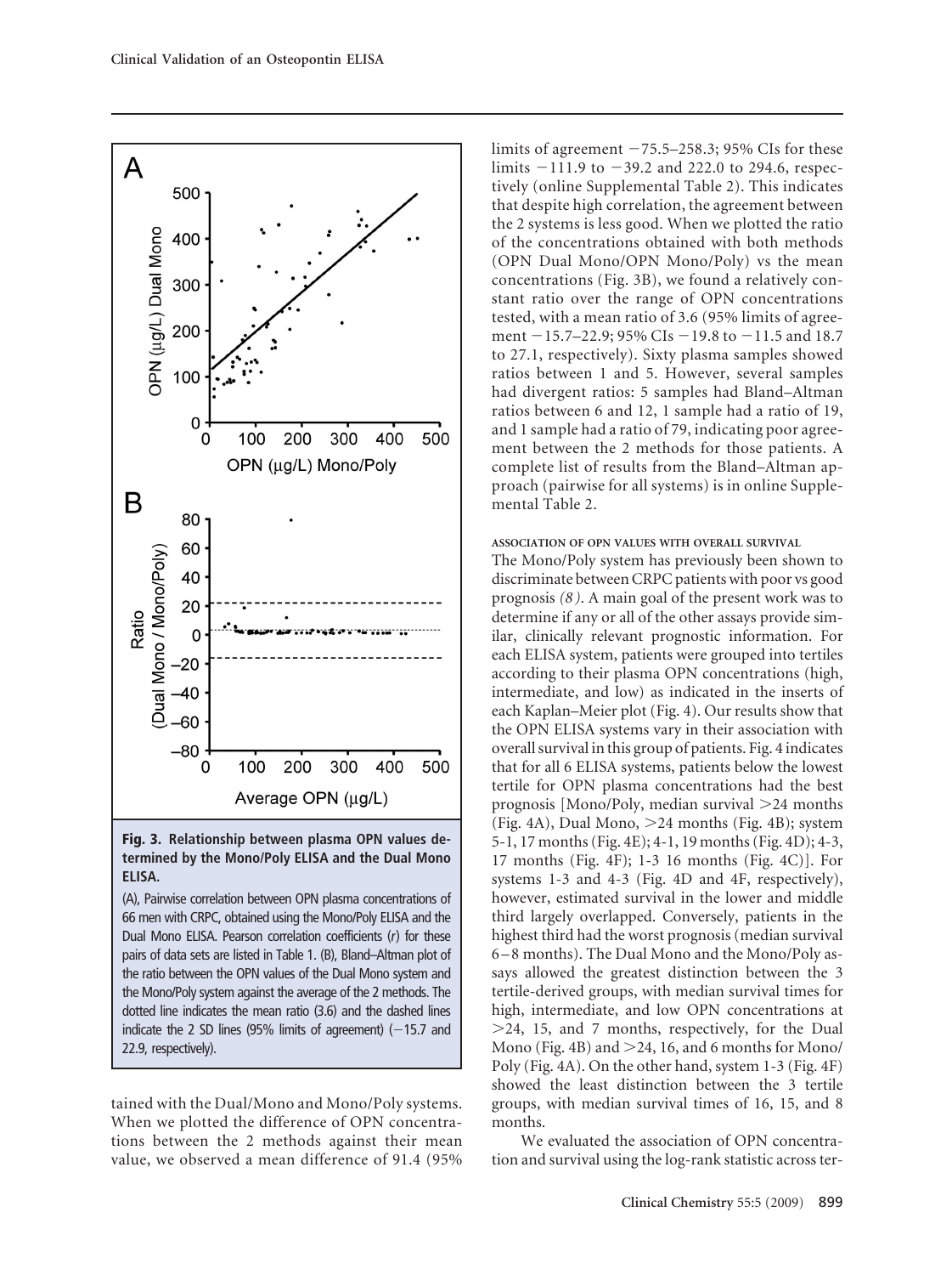A

OPN (μg/L) Dual Mono

500
400
300
200
100
0

0 100 200 300 400 500

OPN (μg/L) Mono/Poly

B

Ratio (Dual Mono / Mono/Poly)

80
60
40
20
0
−20
−40
−60
−80

0 100 200 300 400 500

Average OPN (μg/L)

**Fig. 3. Relationship between plasma OPN values determined by the Mono/Poly ELISA and the Dual Mono ELISA.**

(A), Pairwise correlation between OPN plasma concentrations of 66 men with CRPC, obtained using the Mono/Poly ELISA and the Dual Mono ELISA. Pearson correlation coefficients (*r*) for these pairs of data sets are listed in Table 1. (B), Bland–Altman plot of the ratio between the OPN values of the Dual Mono system and the Mono/Poly system against the average of the 2 methods. The dotted line indicates the mean ratio (3.6) and the dashed lines indicate the 2 SD lines (95% limits of agreement) (−15.7 and 22.9, respectively).

tained with the Dual/Mono and Mono/Poly systems. When we plotted the difference of OPN concentrations between the 2 methods against their mean value, we observed a mean difference of 91.4 (95% limits of agreement −75.5–258.3; 95% CIs for these limits −111.9 to −39.2 and 222.0 to 294.6, respectively (online Supplemental Table 2). This indicates that despite high correlation, the agreement between the 2 systems is less good. When we plotted the ratio of the concentrations obtained with both methods (OPN Dual Mono/OPN Mono/Poly) vs the mean concentrations (Fig. 3B), we found a relatively constant ratio over the range of OPN concentrations tested, with a mean ratio of 3.6 (95% limits of agreement −15.7–22.9; 95% CIs −19.8 to −11.5 and 18.7 to 27.1, respectively). Sixty plasma samples showed ratios between 1 and 5. However, several samples had divergent ratios: 5 samples had Bland–Altman ratios between 6 and 12, 1 sample had a ratio of 19, and 1 sample had a ratio of 79, indicating poor agreement between the 2 methods for those patients. A complete list of results from the Bland–Altman approach (pairwise for all systems) is in online Supplemental Table 2.

#### ASSOCIATION OF OPN VALUES WITH OVERALL SURVIVAL

The Mono/Poly system has previously been shown to discriminate between CRPC patients with poor vs good prognosis *(8)*. A main goal of the present work was to determine if any or all of the other assays provide similar, clinically relevant prognostic information. For each ELISA system, patients were grouped into tertiles according to their plasma OPN concentrations (high, intermediate, and low) as indicated in the inserts of each Kaplan–Meier plot (Fig. 4). Our results show that the OPN ELISA systems vary in their association with overall survival in this group of patients. Fig. 4 indicates that for all 6 ELISA systems, patients below the lowest tertile for OPN plasma concentrations had the best prognosis [Mono/Poly, median survival >24 months (Fig. 4A), Dual Mono, >24 months (Fig. 4B); system 5-1, 17 months (Fig. 4E); 4-1, 19 months (Fig. 4D); 4-3, 17 months (Fig. 4F); 1-3 16 months (Fig. 4C)]. For systems 1-3 and 4-3 (Fig. 4D and 4F, respectively), however, estimated survival in the lower and middle third largely overlapped. Conversely, patients in the highest third had the worst prognosis (median survival 6–8 months). The Dual Mono and the Mono/Poly assays allowed the greatest distinction between the 3 tertile-derived groups, with median survival times for high, intermediate, and low OPN concentrations at >24, 15, and 7 months, respectively, for the Dual Mono (Fig. 4B) and >24, 16, and 6 months for Mono/Poly (Fig. 4A). On the other hand, system 1-3 (Fig. 4F) showed the least distinction between the 3 tertile groups, with median survival times of 16, 15, and 8 months.

We evaluated the association of OPN concentration and survival using the log-rank statistic across ter-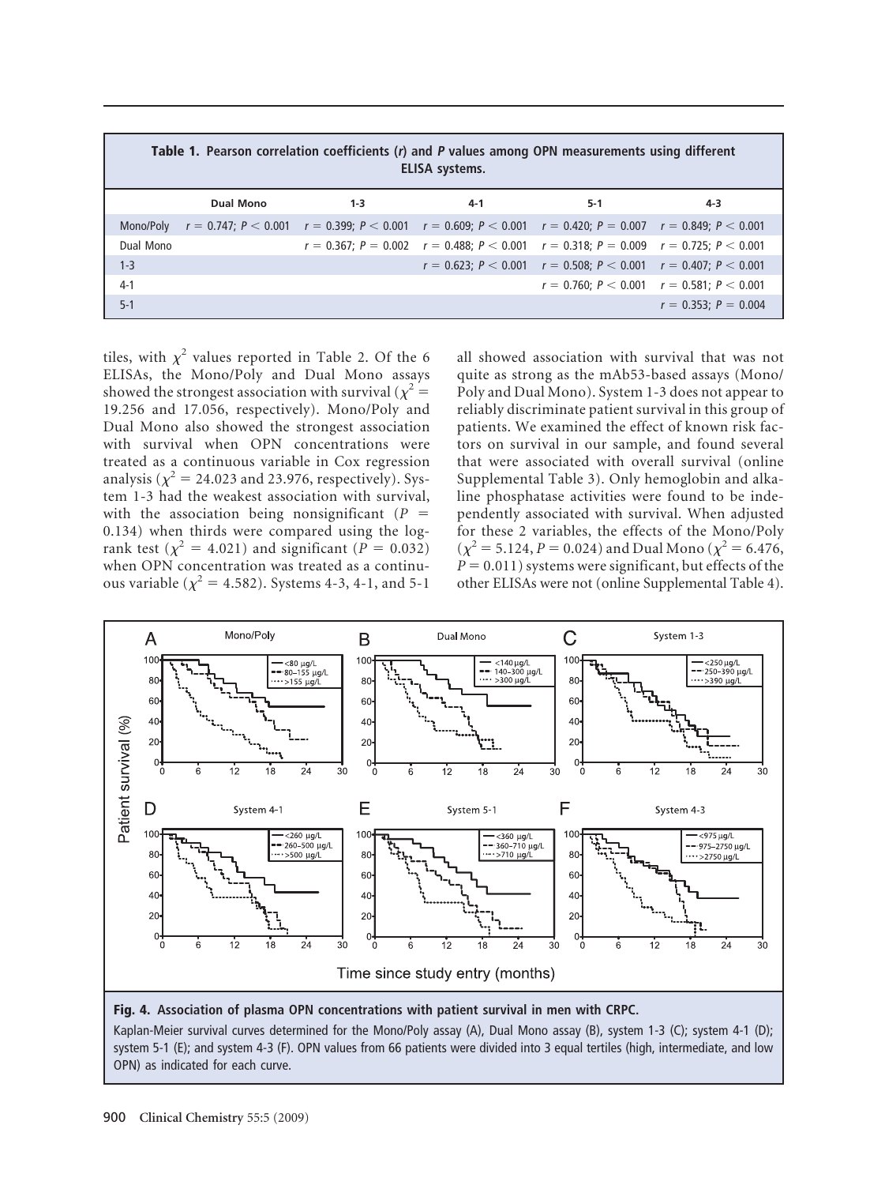**Table 1. Pearson correlation coefficients (*r*) and *P* values among OPN measurements using different ELISA systems.**

| | Dual Mono | 1-3 | 4-1 | 5-1 | 4-3 |
|---|---|---|---|---|---|
| Mono/Poly | $r = 0.747$; $P < 0.001$ | $r = 0.399$; $P < 0.001$ | $r = 0.609$; $P < 0.001$ | $r = 0.420$; $P = 0.007$ | $r = 0.849$; $P < 0.001$ |
| Dual Mono | | $r = 0.367$; $P = 0.002$ | $r = 0.488$; $P < 0.001$ | $r = 0.318$; $P = 0.009$ | $r = 0.725$; $P < 0.001$ |
| 1-3 | | | $r = 0.623$; $P < 0.001$ | $r = 0.508$; $P < 0.001$ | $r = 0.407$; $P < 0.001$ |
| 4-1 | | | | $r = 0.760$; $P < 0.001$ | $r = 0.581$; $P < 0.001$ |
| 5-1 | | | | | $r = 0.353$; $P = 0.004$ |

tiles, with $\chi^2$ values reported in Table 2. Of the 6 ELISAs, the Mono/Poly and Dual Mono assays showed the strongest association with survival ($\chi^2$ = 19.256 and 17.056, respectively). Mono/Poly and Dual Mono also showed the strongest association with survival when OPN concentrations were treated as a continuous variable in Cox regression analysis ($\chi^2$ = 24.023 and 23.976, respectively). System 1-3 had the weakest association with survival, with the association being nonsignificant ($P$ = 0.134) when thirds were compared using the log-rank test ($\chi^2$ = 4.021) and significant ($P$ = 0.032) when OPN concentration was treated as a continuous variable ($\chi^2$ = 4.582). Systems 4-3, 4-1, and 5-1 all showed association with survival that was not quite as strong as the mAb53-based assays (Mono/Poly and Dual Mono). System 1-3 does not appear to reliably discriminate patient survival in this group of patients. We examined the effect of known risk factors on survival in our sample, and found several that were associated with overall survival (online Supplemental Table 3). Only hemoglobin and alkaline phosphatase activities were found to be independently associated with survival. When adjusted for these 2 variables, the effects of the Mono/Poly ($\chi^2$ = 5.124, $P$ = 0.024) and Dual Mono ($\chi^2$ = 6.476, $P$ = 0.011) systems were significant, but effects of the other ELISAs were not (online Supplemental Table 4).

A Mono/Poly — <80 μg/L; 80–155 μg/L; >155 μg/L
B Dual Mono — <140 μg/L; 140–300 μg/L; >300 μg/L
C System 1-3 — <250 μg/L; 250–390 μg/L; >390 μg/L
D System 4-1 — <260 μg/L; 260–500 μg/L; >500 μg/L
E System 5-1 — <360 μg/L; 360–710 μg/L; >710 μg/L
F System 4-3 — <975 μg/L; 975–2750 μg/L; >2750 μg/L

Patient survival (%)

Time since study entry (months)

**Fig. 4. Association of plasma OPN concentrations with patient survival in men with CRPC.**
Kaplan-Meier survival curves determined for the Mono/Poly assay (A), Dual Mono assay (B), system 1-3 (C); system 4-1 (D); system 5-1 (E); and system 4-3 (F). OPN values from 66 patients were divided into 3 equal tertiles (high, intermediate, and low OPN) as indicated for each curve.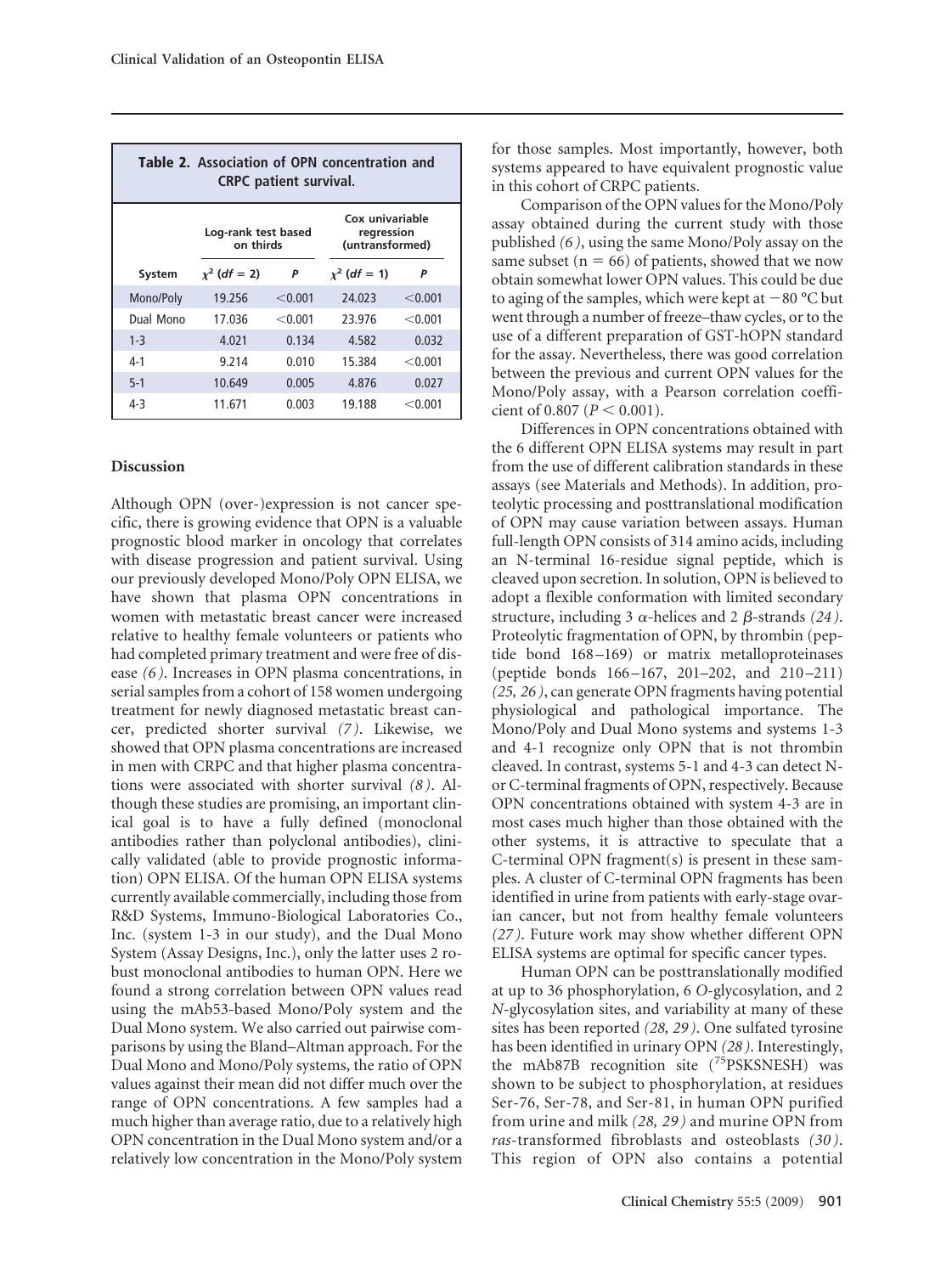**Table 2.** Association of OPN concentration and CRPC patient survival.

| | Log-rank test based on thirds | | Cox univariable regression (untransformed) | |
|---|---|---|---|---|
| System | $\chi^2$ ($df = 2$) | $P$ | $\chi^2$ ($df = 1$) | $P$ |
| Mono/Poly | 19.256 | <0.001 | 24.023 | <0.001 |
| Dual Mono | 17.036 | <0.001 | 23.976 | <0.001 |
| 1-3 | 4.021 | 0.134 | 4.582 | 0.032 |
| 4-1 | 9.214 | 0.010 | 15.384 | <0.001 |
| 5-1 | 10.649 | 0.005 | 4.876 | 0.027 |
| 4-3 | 11.671 | 0.003 | 19.188 | <0.001 |

## Discussion

Although OPN (over-)expression is not cancer specific, there is growing evidence that OPN is a valuable prognostic blood marker in oncology that correlates with disease progression and patient survival. Using our previously developed Mono/Poly OPN ELISA, we have shown that plasma OPN concentrations in women with metastatic breast cancer were increased relative to healthy female volunteers or patients who had completed primary treatment and were free of disease *(6)*. Increases in OPN plasma concentrations, in serial samples from a cohort of 158 women undergoing treatment for newly diagnosed metastatic breast cancer, predicted shorter survival *(7)*. Likewise, we showed that OPN plasma concentrations are increased in men with CRPC and that higher plasma concentrations were associated with shorter survival *(8)*. Although these studies are promising, an important clinical goal is to have a fully defined (monoclonal antibodies rather than polyclonal antibodies), clinically validated (able to provide prognostic information) OPN ELISA. Of the human OPN ELISA systems currently available commercially, including those from R&D Systems, Immuno-Biological Laboratories Co., Inc. (system 1-3 in our study), and the Dual Mono System (Assay Designs, Inc.), only the latter uses 2 robust monoclonal antibodies to human OPN. Here we found a strong correlation between OPN values read using the mAb53-based Mono/Poly system and the Dual Mono system. We also carried out pairwise comparisons by using the Bland–Altman approach. For the Dual Mono and Mono/Poly systems, the ratio of OPN values against their mean did not differ much over the range of OPN concentrations. A few samples had a much higher than average ratio, due to a relatively high OPN concentration in the Dual Mono system and/or a relatively low concentration in the Mono/Poly system for those samples. Most importantly, however, both systems appeared to have equivalent prognostic value in this cohort of CRPC patients.

Comparison of the OPN values for the Mono/Poly assay obtained during the current study with those published *(6)*, using the same Mono/Poly assay on the same subset ($n = 66$) of patients, showed that we now obtain somewhat lower OPN values. This could be due to aging of the samples, which were kept at −80 °C but went through a number of freeze–thaw cycles, or to the use of a different preparation of GST-hOPN standard for the assay. Nevertheless, there was good correlation between the previous and current OPN values for the Mono/Poly assay, with a Pearson correlation coefficient of 0.807 ($P < 0.001$).

Differences in OPN concentrations obtained with the 6 different OPN ELISA systems may result in part from the use of different calibration standards in these assays (see Materials and Methods). In addition, proteolytic processing and posttranslational modification of OPN may cause variation between assays. Human full-length OPN consists of 314 amino acids, including an N-terminal 16-residue signal peptide, which is cleaved upon secretion. In solution, OPN is believed to adopt a flexible conformation with limited secondary structure, including 3 α-helices and 2 β-strands *(24)*. Proteolytic fragmentation of OPN, by thrombin (peptide bond 168–169) or matrix metalloproteinases (peptide bonds 166–167, 201–202, and 210–211) *(25, 26)*, can generate OPN fragments having potential physiological and pathological importance. The Mono/Poly and Dual Mono systems and systems 1-3 and 4-1 recognize only OPN that is not thrombin cleaved. In contrast, systems 5-1 and 4-3 can detect N- or C-terminal fragments of OPN, respectively. Because OPN concentrations obtained with system 4-3 are in most cases much higher than those obtained with the other systems, it is attractive to speculate that a C-terminal OPN fragment(s) is present in these samples. A cluster of C-terminal OPN fragments has been identified in urine from patients with early-stage ovarian cancer, but not from healthy female volunteers *(27)*. Future work may show whether different OPN ELISA systems are optimal for specific cancer types.

Human OPN can be posttranslationally modified at up to 36 phosphorylation, 6 *O*-glycosylation, and 2 *N*-glycosylation sites, and variability at many of these sites has been reported *(28, 29)*. One sulfated tyrosine has been identified in urinary OPN *(28)*. Interestingly, the mAb87B recognition site ($^{75}$PSKSNESH) was shown to be subject to phosphorylation, at residues Ser-76, Ser-78, and Ser-81, in human OPN purified from urine and milk *(28, 29)* and murine OPN from *ras*-transformed fibroblasts and osteoblasts *(30)*. This region of OPN also contains a potential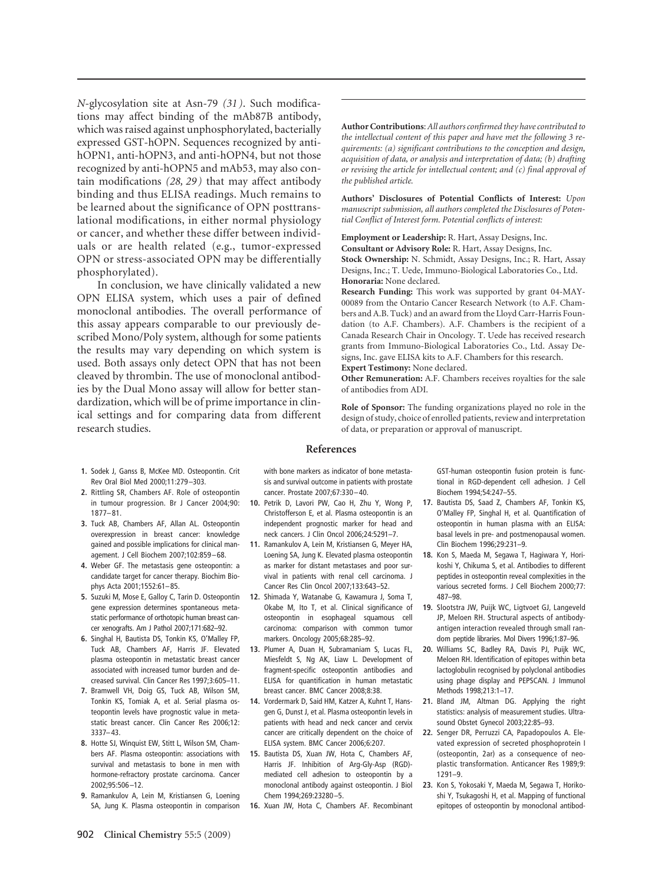*N*-glycosylation site at Asn-79 *(31)*. Such modifications may affect binding of the mAb87B antibody, which was raised against unphosphorylated, bacterially expressed GST-hOPN. Sequences recognized by anti-hOPN1, anti-hOPN3, and anti-hOPN4, but not those recognized by anti-hOPN5 and mAb53, may also contain modifications *(28, 29)* that may affect antibody binding and thus ELISA readings. Much remains to be learned about the significance of OPN posttranslational modifications, in either normal physiology or cancer, and whether these differ between individuals or are health related (e.g., tumor-expressed OPN or stress-associated OPN may be differentially phosphorylated).

In conclusion, we have clinically validated a new OPN ELISA system, which uses a pair of defined monoclonal antibodies. The overall performance of this assay appears comparable to our previously described Mono/Poly system, although for some patients the results may vary depending on which system is used. Both assays only detect OPN that has not been cleaved by thrombin. The use of monoclonal antibodies by the Dual Mono assay will allow for better standardization, which will be of prime importance in clinical settings and for comparing data from different research studies.

**Author Contributions**: *All authors confirmed they have contributed to the intellectual content of this paper and have met the following 3 requirements: (a) significant contributions to the conception and design, acquisition of data, or analysis and interpretation of data; (b) drafting or revising the article for intellectual content; and (c) final approval of the published article.*

**Authors' Disclosures of Potential Conflicts of Interest:** *Upon manuscript submission, all authors completed the Disclosures of Potential Conflict of Interest form. Potential conflicts of interest:*

**Employment or Leadership:** R. Hart, Assay Designs, Inc.
**Consultant or Advisory Role:** R. Hart, Assay Designs, Inc.
**Stock Ownership:** N. Schmidt, Assay Designs, Inc.; R. Hart, Assay Designs, Inc.; T. Uede, Immuno-Biological Laboratories Co., Ltd.
**Honoraria:** None declared.
**Research Funding:** This work was supported by grant 04-MAY-00089 from the Ontario Cancer Research Network (to A.F. Chambers and A.B. Tuck) and an award from the Lloyd Carr-Harris Foundation (to A.F. Chambers). A.F. Chambers is the recipient of a Canada Research Chair in Oncology. T. Uede has received research grants from Immuno-Biological Laboratories Co., Ltd. Assay Designs, Inc. gave ELISA kits to A.F. Chambers for this research.
**Expert Testimony:** None declared.
**Other Remuneration:** A.F. Chambers receives royalties for the sale of antibodies from ADI.

**Role of Sponsor:** The funding organizations played no role in the design of study, choice of enrolled patients, review and interpretation of data, or preparation or approval of manuscript.

## References

1. Sodek J, Ganss B, McKee MD. Osteopontin. Crit Rev Oral Biol Med 2000;11:279–303.
2. Rittling SR, Chambers AF. Role of osteopontin in tumour progression. Br J Cancer 2004;90: 1877–81.
3. Tuck AB, Chambers AF, Allan AL. Osteopontin overexpression in breast cancer: knowledge gained and possible implications for clinical management. J Cell Biochem 2007;102:859–68.
4. Weber GF. The metastasis gene osteopontin: a candidate target for cancer therapy. Biochim Biophys Acta 2001;1552:61–85.
5. Suzuki M, Mose E, Galloy C, Tarin D. Osteopontin gene expression determines spontaneous metastatic performance of orthotopic human breast cancer xenografts. Am J Pathol 2007;171:682–92.
6. Singhal H, Bautista DS, Tonkin KS, O'Malley FP, Tuck AB, Chambers AF, Harris JF. Elevated plasma osteopontin in metastatic breast cancer associated with increased tumor burden and decreased survival. Clin Cancer Res 1997;3:605–11.
7. Bramwell VH, Doig GS, Tuck AB, Wilson SM, Tonkin KS, Tomiak A, et al. Serial plasma osteopontin levels have prognostic value in metastatic breast cancer. Clin Cancer Res 2006;12: 3337–43.
8. Hotte SJ, Winquist EW, Stitt L, Wilson SM, Chambers AF. Plasma osteopontin: associations with survival and metastasis to bone in men with hormone-refractory prostate carcinoma. Cancer 2002;95:506–12.
9. Ramankulov A, Lein M, Kristiansen G, Loening SA, Jung K. Plasma osteopontin in comparison with bone markers as indicator of bone metastasis and survival outcome in patients with prostate cancer. Prostate 2007;67:330–40.
10. Petrik D, Lavori PW, Cao H, Zhu Y, Wong P, Christofferson E, et al. Plasma osteopontin is an independent prognostic marker for head and neck cancers. J Clin Oncol 2006;24:5291–7.
11. Ramankulov A, Lein M, Kristiansen G, Meyer HA, Loening SA, Jung K. Elevated plasma osteopontin as marker for distant metastases and poor survival in patients with renal cell carcinoma. J Cancer Res Clin Oncol 2007;133:643–52.
12. Shimada Y, Watanabe G, Kawamura J, Soma T, Okabe M, Ito T, et al. Clinical significance of osteopontin in esophageal squamous cell carcinoma: comparison with common tumor markers. Oncology 2005;68:285–92.
13. Plumer A, Duan H, Subramaniam S, Lucas FL, Miesfeldt S, Ng AK, Liaw L. Development of fragment-specific osteopontin antibodies and ELISA for quantification in human metastatic breast cancer. BMC Cancer 2008;8:38.
14. Vordermark D, Said HM, Katzer A, Kuhnt T, Hansgen G, Dunst J, et al. Plasma osteopontin levels in patients with head and neck cancer and cervix cancer are critically dependent on the choice of ELISA system. BMC Cancer 2006;6:207.
15. Bautista DS, Xuan JW, Hota C, Chambers AF, Harris JF. Inhibition of Arg-Gly-Asp (RGD)-mediated cell adhesion to osteopontin by a monoclonal antibody against osteopontin. J Biol Chem 1994;269:23280–5.
16. Xuan JW, Hota C, Chambers AF. Recombinant GST-human osteopontin fusion protein is functional in RGD-dependent cell adhesion. J Cell Biochem 1994;54:247–55.
17. Bautista DS, Saad Z, Chambers AF, Tonkin KS, O'Malley FP, Singhal H, et al. Quantification of osteopontin in human plasma with an ELISA: basal levels in pre- and postmenopausal women. Clin Biochem 1996;29:231–9.
18. Kon S, Maeda M, Segawa T, Hagiwara Y, Horikoshi Y, Chikuma S, et al. Antibodies to different peptides in osteopontin reveal complexities in the various secreted forms. J Cell Biochem 2000;77: 487–98.
19. Slootstra JW, Puijk WC, Ligtvoet GJ, Langeveld JP, Meloen RH. Structural aspects of antibody-antigen interaction revealed through small random peptide libraries. Mol Divers 1996;1:87–96.
20. Williams SC, Badley RA, Davis PJ, Puijk WC, Meloen RH. Identification of epitopes within beta lactoglobulin recognised by polyclonal antibodies using phage display and PEPSCAN. J Immunol Methods 1998;213:1–17.
21. Bland JM, Altman DG. Applying the right statistics: analysis of measurement studies. Ultrasound Obstet Gynecol 2003;22:85–93.
22. Senger DR, Perruzzi CA, Papadopoulos A. Elevated expression of secreted phosphoprotein I (osteopontin, 2ar) as a consequence of neoplastic transformation. Anticancer Res 1989;9: 1291–9.
23. Kon S, Yokosaki Y, Maeda M, Segawa T, Horikoshi Y, Tsukagoshi H, et al. Mapping of functional epitopes of osteopontin by monoclonal antibod-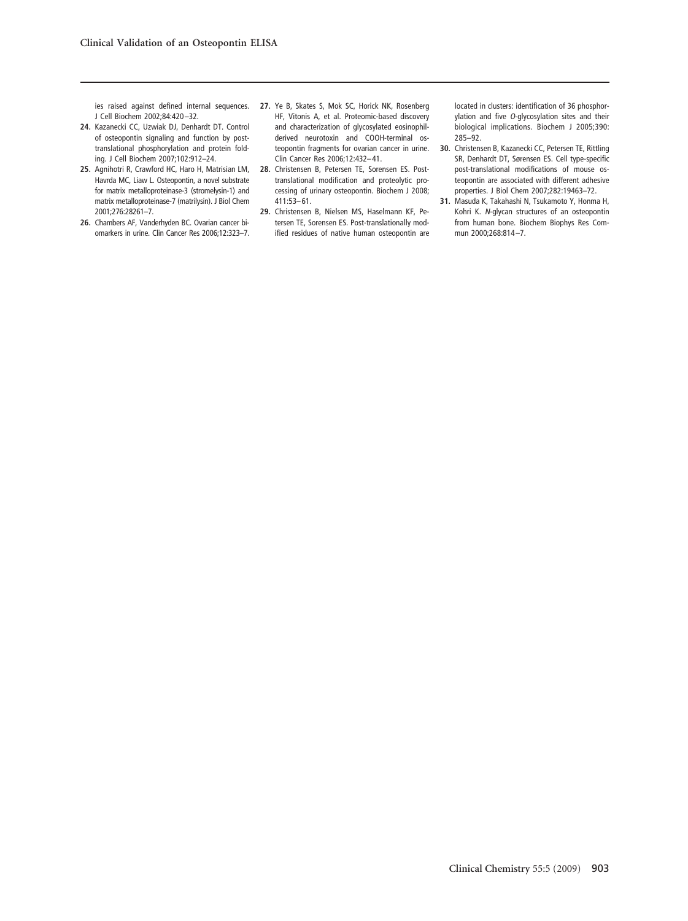ies raised against defined internal sequences. J Cell Biochem 2002;84:420–32.

24. Kazanecki CC, Uzwiak DJ, Denhardt DT. Control of osteopontin signaling and function by post-translational phosphorylation and protein folding. J Cell Biochem 2007;102:912–24.

25. Agnihotri R, Crawford HC, Haro H, Matrisian LM, Havrda MC, Liaw L. Osteopontin, a novel substrate for matrix metalloproteinase-3 (stromelysin-1) and matrix metalloproteinase-7 (matrilysin). J Biol Chem 2001;276:28261–7.

26. Chambers AF, Vanderhyden BC. Ovarian cancer biomarkers in urine. Clin Cancer Res 2006;12:323–7.

27. Ye B, Skates S, Mok SC, Horick NK, Rosenberg HF, Vitonis A, et al. Proteomic-based discovery and characterization of glycosylated eosinophil-derived neurotoxin and COOH-terminal osteopontin fragments for ovarian cancer in urine. Clin Cancer Res 2006;12:432–41.

28. Christensen B, Petersen TE, Sorensen ES. Post-translational modification and proteolytic processing of urinary osteopontin. Biochem J 2008; 411:53–61.

29. Christensen B, Nielsen MS, Haselmann KF, Petersen TE, Sorensen ES. Post-translationally modified residues of native human osteopontin are located in clusters: identification of 36 phosphorylation and five *O*-glycosylation sites and their biological implications. Biochem J 2005;390: 285–92.

30. Christensen B, Kazanecki CC, Petersen TE, Rittling SR, Denhardt DT, Sørensen ES. Cell type-specific post-translational modifications of mouse osteopontin are associated with different adhesive properties. J Biol Chem 2007;282:19463–72.

31. Masuda K, Takahashi N, Tsukamoto Y, Honma H, Kohri K. *N*-glycan structures of an osteopontin from human bone. Biochem Biophys Res Commun 2000;268:814–7.